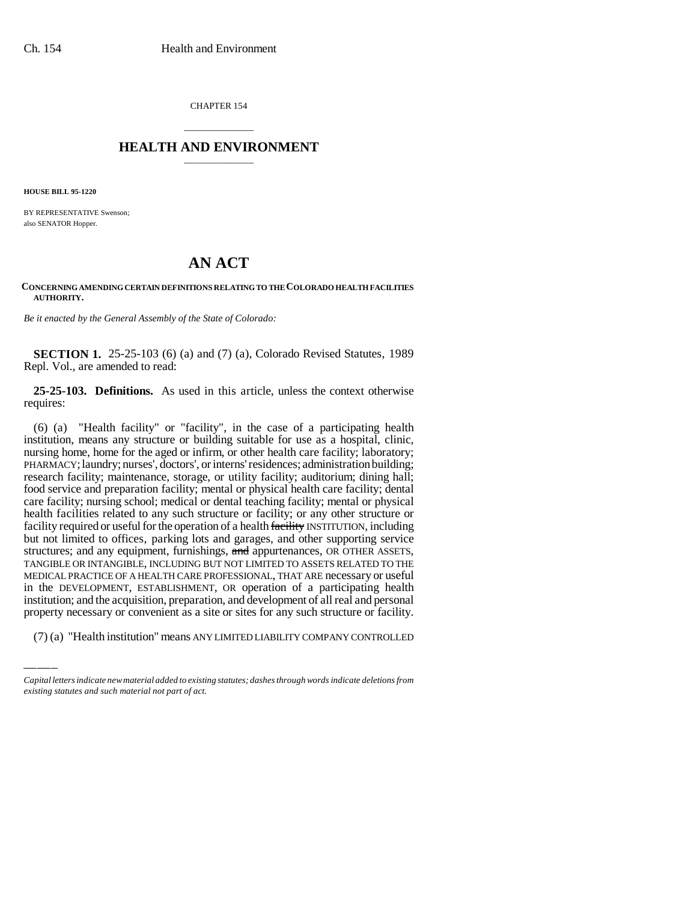CHAPTER 154

# HEALTH AND ENVIRONMENT

**HOUSE BILL 95-1220**

BY REPRESENTATIVE Swenson;
also SENATOR Hopper.

# AN ACT

**CONCERNING AMENDING CERTAIN DEFINITIONS RELATING TO THE COLORADO HEALTH FACILITIES AUTHORITY.**

*Be it enacted by the General Assembly of the State of Colorado:*

**SECTION 1.** 25-25-103 (6) (a) and (7) (a), Colorado Revised Statutes, 1989 Repl. Vol., are amended to read:

**25-25-103. Definitions.** As used in this article, unless the context otherwise requires:

(6) (a) "Health facility" or "facility", in the case of a participating health institution, means any structure or building suitable for use as a hospital, clinic, nursing home, home for the aged or infirm, or other health care facility; laboratory; PHARMACY; laundry; nurses', doctors', or interns' residences; administration building; research facility; maintenance, storage, or utility facility; auditorium; dining hall; food service and preparation facility; mental or physical health care facility; dental care facility; nursing school; medical or dental teaching facility; mental or physical health facilities related to any such structure or facility; or any other structure or facility required or useful for the operation of a health ~~facility~~ INSTITUTION, including but not limited to offices, parking lots and garages, and other supporting service structures; and any equipment, furnishings, ~~and~~ appurtenances, OR OTHER ASSETS, TANGIBLE OR INTANGIBLE, INCLUDING BUT NOT LIMITED TO ASSETS RELATED TO THE MEDICAL PRACTICE OF A HEALTH CARE PROFESSIONAL, THAT ARE necessary or useful in the DEVELOPMENT, ESTABLISHMENT, OR operation of a participating health institution; and the acquisition, preparation, and development of all real and personal property necessary or convenient as a site or sites for any such structure or facility.

(7) (a) "Health institution" means ANY LIMITED LIABILITY COMPANY CONTROLLED

*Capital letters indicate new material added to existing statutes; dashes through words indicate deletions from existing statutes and such material not part of act.*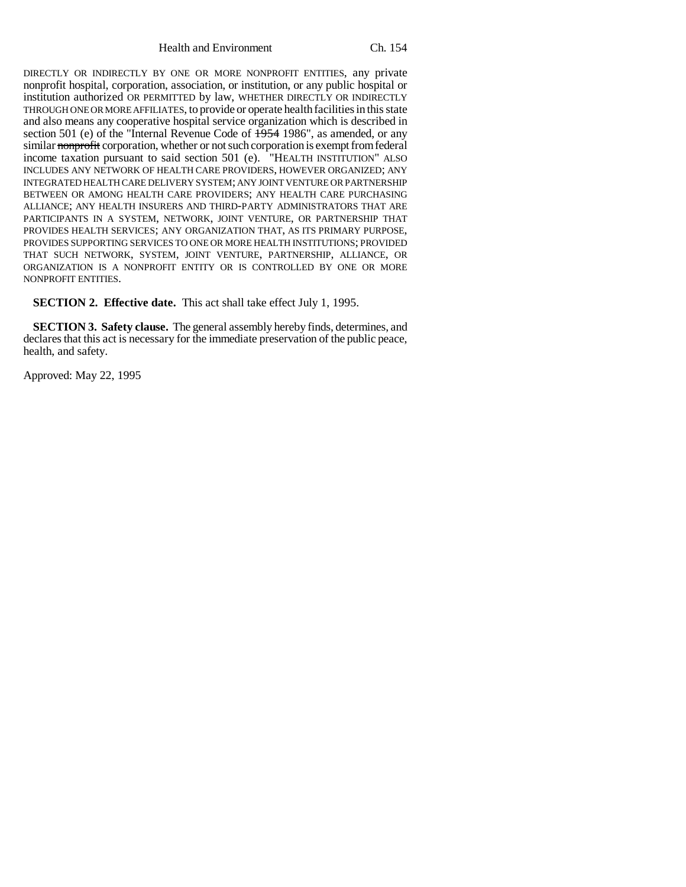DIRECTLY OR INDIRECTLY BY ONE OR MORE NONPROFIT ENTITIES, any private nonprofit hospital, corporation, association, or institution, or any public hospital or institution authorized OR PERMITTED by law, WHETHER DIRECTLY OR INDIRECTLY THROUGH ONE OR MORE AFFILIATES, to provide or operate health facilities in this state and also means any cooperative hospital service organization which is described in section 501 (e) of the "Internal Revenue Code of ~~1954~~ 1986", as amended, or any similar ~~nonprofit~~ corporation, whether or not such corporation is exempt from federal income taxation pursuant to said section 501 (e). "HEALTH INSTITUTION" ALSO INCLUDES ANY NETWORK OF HEALTH CARE PROVIDERS, HOWEVER ORGANIZED; ANY INTEGRATED HEALTH CARE DELIVERY SYSTEM; ANY JOINT VENTURE OR PARTNERSHIP BETWEEN OR AMONG HEALTH CARE PROVIDERS; ANY HEALTH CARE PURCHASING ALLIANCE; ANY HEALTH INSURERS AND THIRD-PARTY ADMINISTRATORS THAT ARE PARTICIPANTS IN A SYSTEM, NETWORK, JOINT VENTURE, OR PARTNERSHIP THAT PROVIDES HEALTH SERVICES; ANY ORGANIZATION THAT, AS ITS PRIMARY PURPOSE, PROVIDES SUPPORTING SERVICES TO ONE OR MORE HEALTH INSTITUTIONS; PROVIDED THAT SUCH NETWORK, SYSTEM, JOINT VENTURE, PARTNERSHIP, ALLIANCE, OR ORGANIZATION IS A NONPROFIT ENTITY OR IS CONTROLLED BY ONE OR MORE NONPROFIT ENTITIES.

**SECTION 2. Effective date.** This act shall take effect July 1, 1995.

**SECTION 3. Safety clause.** The general assembly hereby finds, determines, and declares that this act is necessary for the immediate preservation of the public peace, health, and safety.

Approved: May 22, 1995